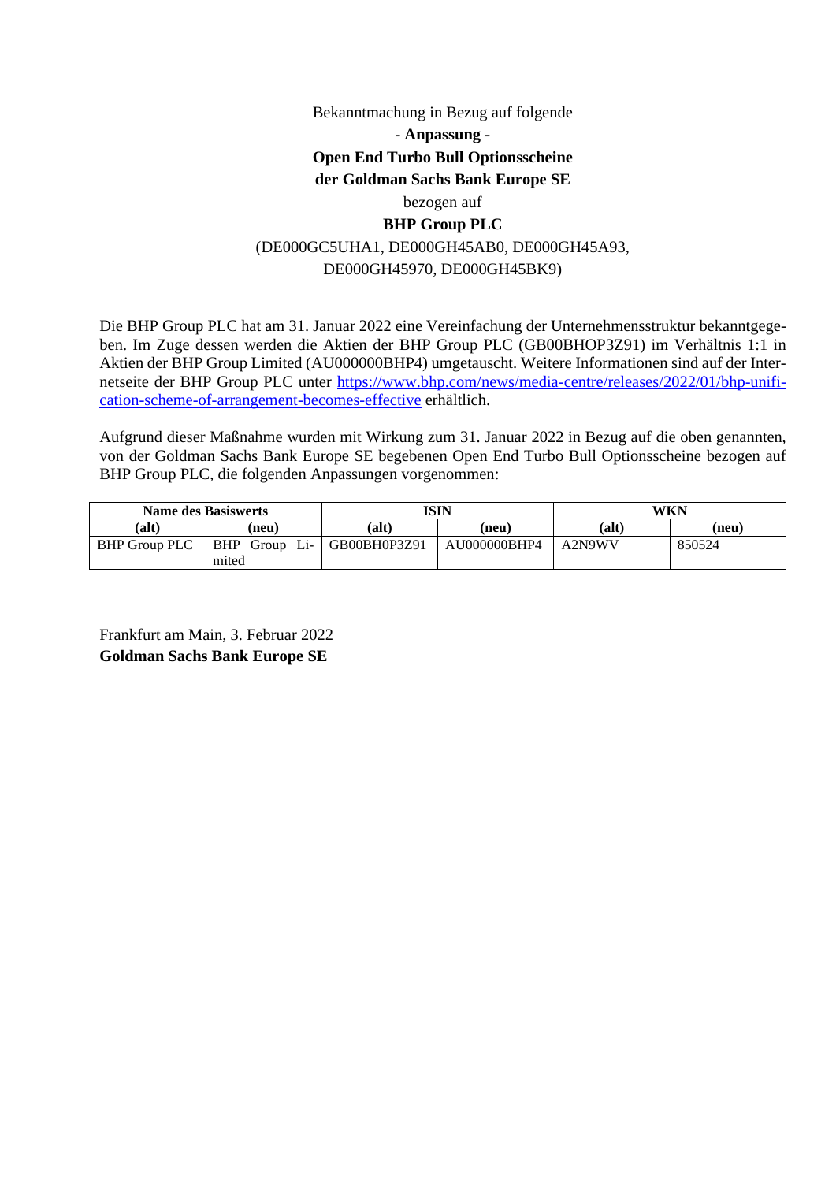Bekanntmachung in Bezug auf folgende

**- Anpassung -**

**Open End Turbo Bull Optionsscheine**

**der Goldman Sachs Bank Europe SE**

bezogen auf

**BHP Group PLC**

(DE000GC5UHA1, DE000GH45AB0, DE000GH45A93, DE000GH45970, DE000GH45BK9)

Die BHP Group PLC hat am 31. Januar 2022 eine Vereinfachung der Unternehmensstruktur bekanntgegeben. Im Zuge dessen werden die Aktien der BHP Group PLC (GB00BHOP3Z91) im Verhältnis 1:1 in Aktien der BHP Group Limited (AU000000BHP4) umgetauscht. Weitere Informationen sind auf der Internetseite der BHP Group PLC unter https://www.bhp.com/news/media-centre/releases/2022/01/bhp-unification-scheme-of-arrangement-becomes-effective erhältlich.

Aufgrund dieser Maßnahme wurden mit Wirkung zum 31. Januar 2022 in Bezug auf die oben genannten, von der Goldman Sachs Bank Europe SE begebenen Open End Turbo Bull Optionsscheine bezogen auf BHP Group PLC, die folgenden Anpassungen vorgenommen:

| **Name des Basiswerts** | | **ISIN** | | **WKN** | |
|---|---|---|---|---|---|
| **(alt)** | **(neu)** | **(alt)** | **(neu)** | **(alt)** | **(neu)** |
| BHP Group PLC | BHP Group Limited | GB00BH0P3Z91 | AU000000BHP4 | A2N9WV | 850524 |

Frankfurt am Main, 3. Februar 2022

**Goldman Sachs Bank Europe SE**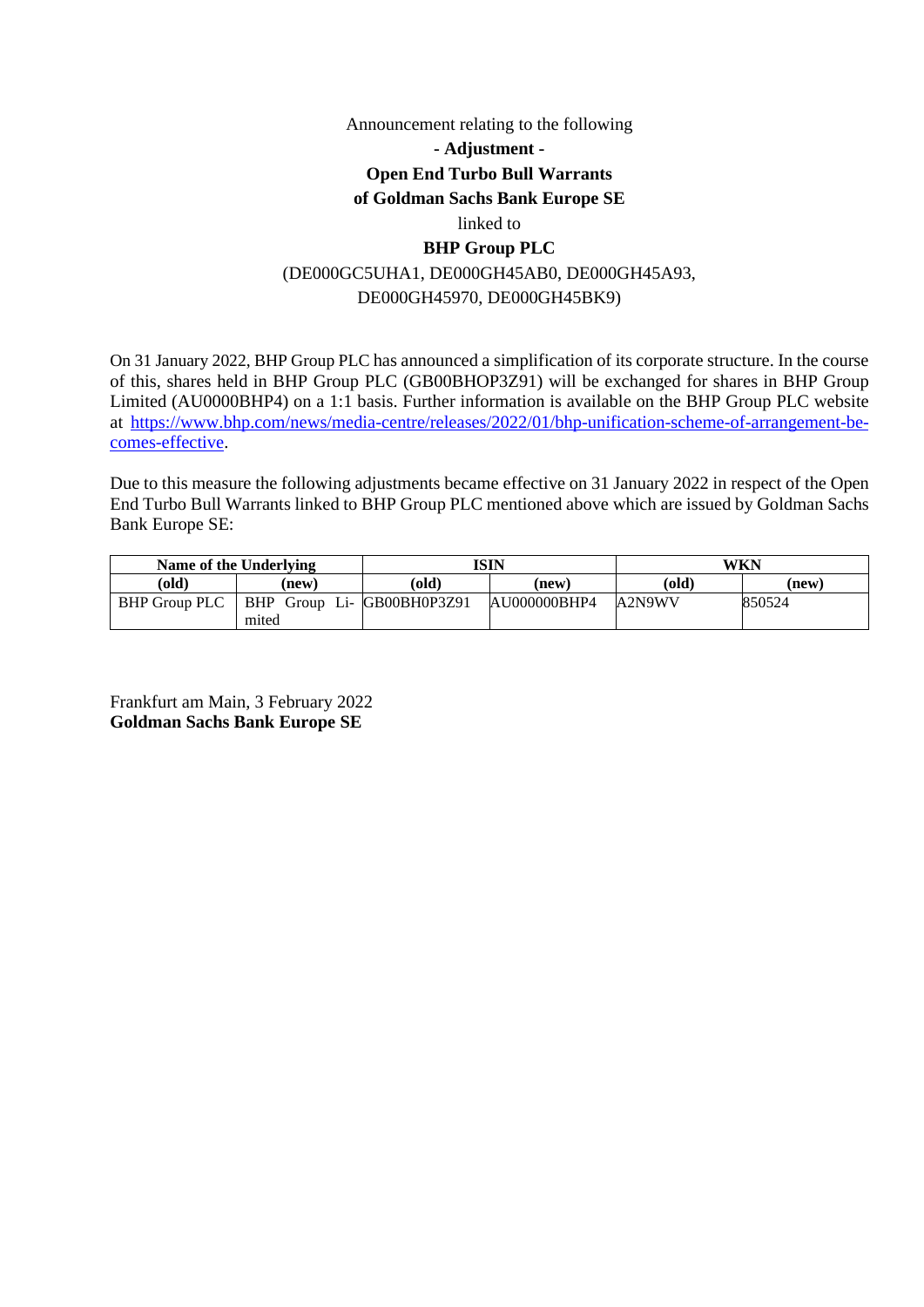Announcement relating to the following

**- Adjustment -**

**Open End Turbo Bull Warrants**

**of Goldman Sachs Bank Europe SE**

linked to

**BHP Group PLC**

(DE000GC5UHA1, DE000GH45AB0, DE000GH45A93, DE000GH45970, DE000GH45BK9)

On 31 January 2022, BHP Group PLC has announced a simplification of its corporate structure. In the course of this, shares held in BHP Group PLC (GB00BHOP3Z91) will be exchanged for shares in BHP Group Limited (AU0000BHP4) on a 1:1 basis. Further information is available on the BHP Group PLC website at https://www.bhp.com/news/media-centre/releases/2022/01/bhp-unification-scheme-of-arrangement-becomes-effective.

Due to this measure the following adjustments became effective on 31 January 2022 in respect of the Open End Turbo Bull Warrants linked to BHP Group PLC mentioned above which are issued by Goldman Sachs Bank Europe SE:

| Name of the Underlying | | ISIN | | WKN | |
|---|---|---|---|---|---|
| **(old)** | **(new)** | **(old)** | **(new)** | **(old)** | **(new)** |
| BHP Group PLC | BHP Group Limited | GB00BH0P3Z91 | AU000000BHP4 | A2N9WV | 850524 |

Frankfurt am Main, 3 February 2022
**Goldman Sachs Bank Europe SE**